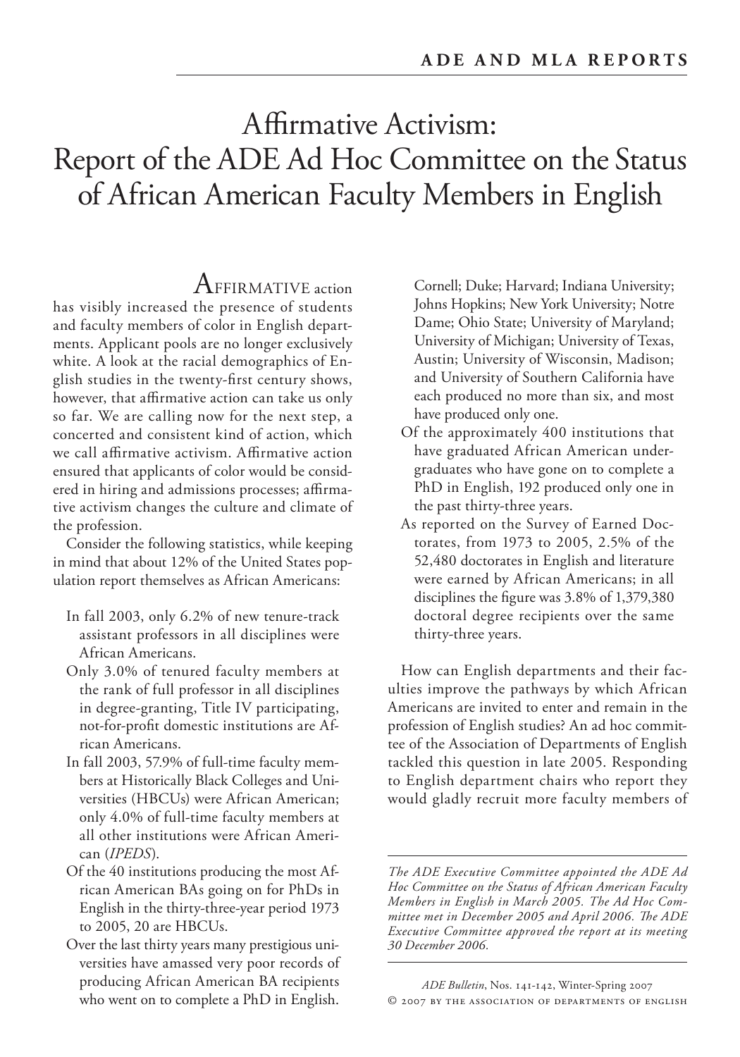# Affirmative Activism: Report of the ADE Ad Hoc Committee on the Status of African American Faculty Members in English

AFFIRMATIVE action has visibly increased the presence of students and faculty members of color in English departments. Applicant pools are no longer exclusively white. A look at the racial demographics of English studies in the twenty-first century shows, however, that affirmative action can take us only so far. We are calling now for the next step, a concerted and consistent kind of action, which we call affirmative activism. Affirmative action ensured that applicants of color would be considered in hiring and admissions processes; affirmative activism changes the culture and climate of the profession.

Consider the following statistics, while keeping in mind that about 12% of the United States population report themselves as African Americans:

- In fall 2003, only 6.2% of new tenure-track assistant professors in all disciplines were African Americans.
- Only 3.0% of tenured faculty members at the rank of full professor in all disciplines in degree-granting, Title IV participating, not-for-profit domestic institutions are African Americans.
- In fall 2003, 57.9% of full-time faculty members at Historically Black Colleges and Universities (HBCUs) were African American; only 4.0% of full-time faculty members at all other institutions were African American (*IPEDS*).
- Of the 40 institutions producing the most African American BAs going on for PhDs in English in the thirty-three-year period 1973 to 2005, 20 are HBCUs.
- Over the last thirty years many prestigious universities have amassed very poor records of producing African American BA recipients who went on to complete a PhD in English. Cornell; Duke; Harvard; Indiana University; Johns Hopkins; New York University; Notre Dame; Ohio State; University of Maryland; University of Michigan; University of Texas, Austin; University of Wisconsin, Madison; and University of Southern California have each produced no more than six, and most have produced only one.
- Of the approximately 400 institutions that have graduated African American undergraduates who have gone on to complete a PhD in English, 192 produced only one in the past thirty-three years.
- As reported on the Survey of Earned Doctorates, from 1973 to 2005, 2.5% of the 52,480 doctorates in English and literature were earned by African Americans; in all disciplines the figure was 3.8% of 1,379,380 doctoral degree recipients over the same thirty-three years.

How can English departments and their faculties improve the pathways by which African Americans are invited to enter and remain in the profession of English studies? An ad hoc committee of the Association of Departments of English tackled this question in late 2005. Responding to English department chairs who report they would gladly recruit more faculty members of

*The ADE Executive Committee appointed the ADE Ad Hoc Committee on the Status of African American Faculty Members in English in March 2005. The Ad Hoc Committee met in December 2005 and April 2006. The ADE Executive Committee approved the report at its meeting 30 December 2006.*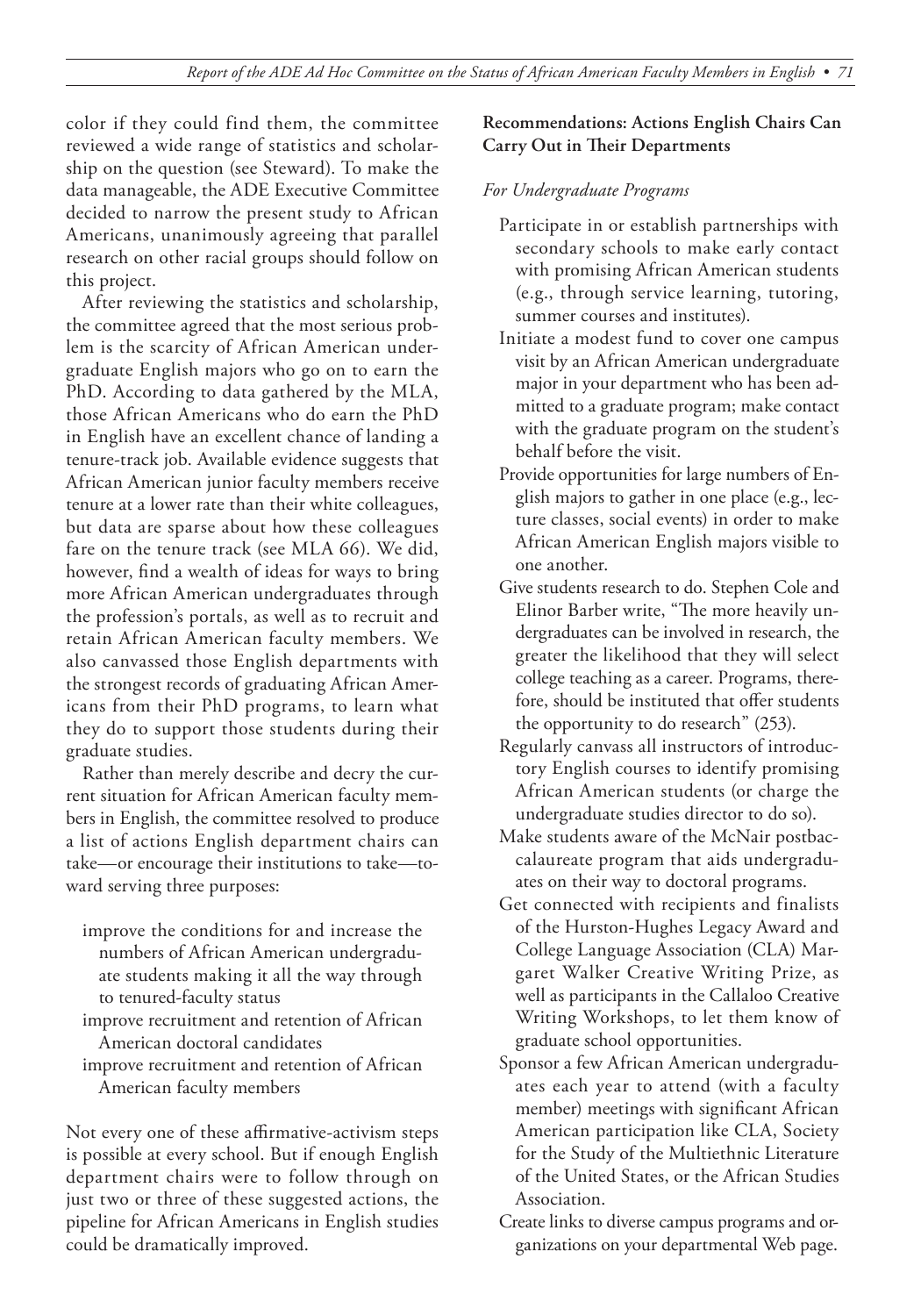color if they could find them, the committee reviewed a wide range of statistics and scholarship on the question (see Steward). To make the data manageable, the ADE Executive Committee decided to narrow the present study to African Americans, unanimously agreeing that parallel research on other racial groups should follow on this project.

After reviewing the statistics and scholarship, the committee agreed that the most serious problem is the scarcity of African American undergraduate English majors who go on to earn the PhD. According to data gathered by the MLA, those African Americans who do earn the PhD in English have an excellent chance of landing a tenure-track job. Available evidence suggests that African American junior faculty members receive tenure at a lower rate than their white colleagues, but data are sparse about how these colleagues fare on the tenure track (see MLA 66). We did, however, find a wealth of ideas for ways to bring more African American undergraduates through the profession's portals, as well as to recruit and retain African American faculty members. We also canvassed those English departments with the strongest records of graduating African Americans from their PhD programs, to learn what they do to support those students during their graduate studies.

Rather than merely describe and decry the current situation for African American faculty members in English, the committee resolved to produce a list of actions English department chairs can take—or encourage their institutions to take—toward serving three purposes:

- improve the conditions for and increase the numbers of African American undergraduate students making it all the way through to tenured-faculty status
- improve recruitment and retention of African American doctoral candidates
- improve recruitment and retention of African American faculty members

Not every one of these affirmative-activism steps is possible at every school. But if enough English department chairs were to follow through on just two or three of these suggested actions, the pipeline for African Americans in English studies could be dramatically improved.

## Recommendations: Actions English Chairs Can Carry Out in Their Departments

### *For Undergraduate Programs*

- Participate in or establish partnerships with secondary schools to make early contact with promising African American students (e.g., through service learning, tutoring, summer courses and institutes).
- Initiate a modest fund to cover one campus visit by an African American undergraduate major in your department who has been admitted to a graduate program; make contact with the graduate program on the student's behalf before the visit.
- Provide opportunities for large numbers of English majors to gather in one place (e.g., lecture classes, social events) in order to make African American English majors visible to one another.
- Give students research to do. Stephen Cole and Elinor Barber write, "The more heavily undergraduates can be involved in research, the greater the likelihood that they will select college teaching as a career. Programs, therefore, should be instituted that offer students the opportunity to do research" (253).
- Regularly canvass all instructors of introductory English courses to identify promising African American students (or charge the undergraduate studies director to do so).
- Make students aware of the McNair postbaccalaureate program that aids undergraduates on their way to doctoral programs.
- Get connected with recipients and finalists of the Hurston-Hughes Legacy Award and College Language Association (CLA) Margaret Walker Creative Writing Prize, as well as participants in the Callaloo Creative Writing Workshops, to let them know of graduate school opportunities.
- Sponsor a few African American undergraduates each year to attend (with a faculty member) meetings with significant African American participation like CLA, Society for the Study of the Multiethnic Literature of the United States, or the African Studies Association.
- Create links to diverse campus programs and organizations on your departmental Web page.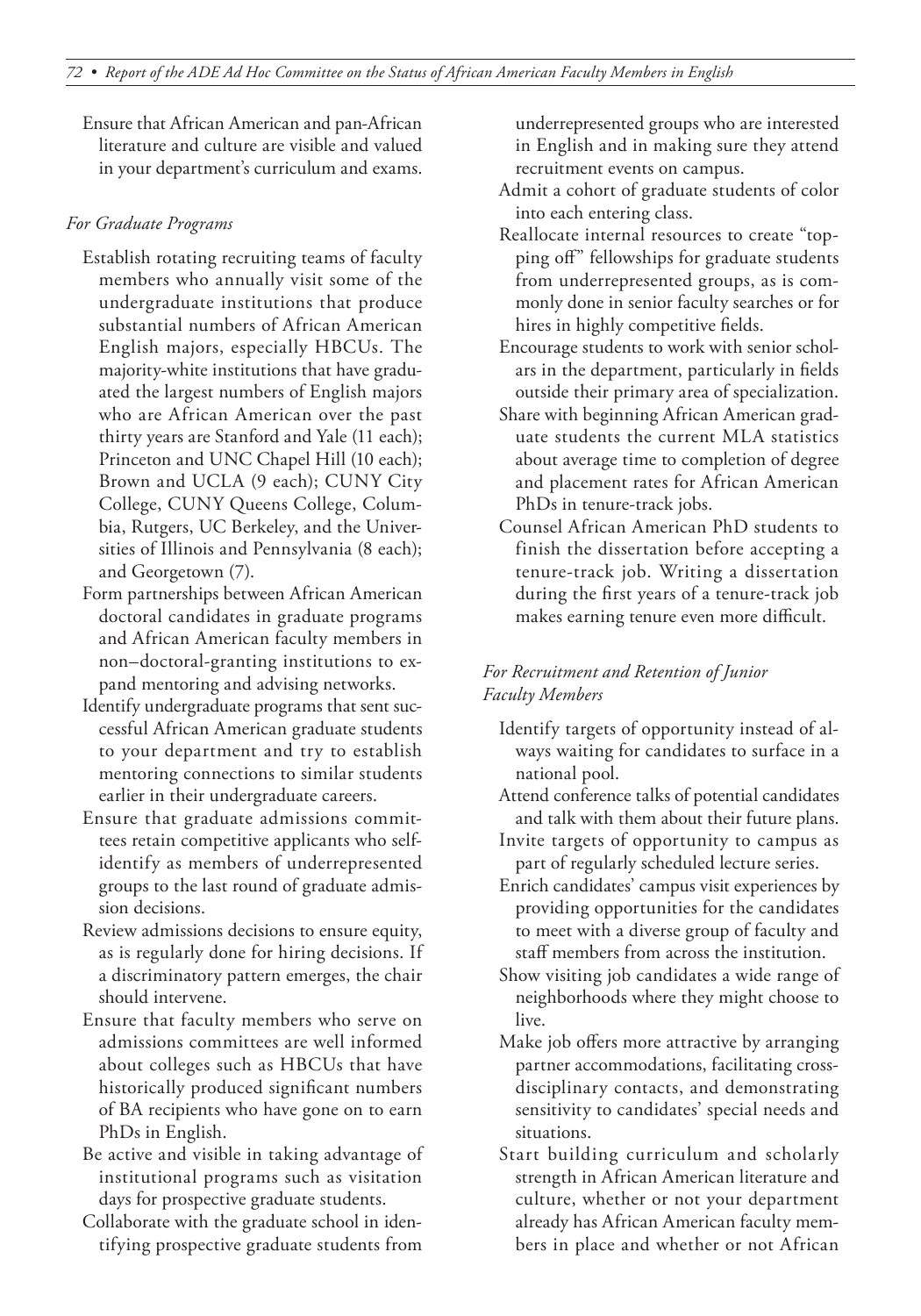Ensure that African American and pan-African literature and culture are visible and valued in your department's curriculum and exams.

*For Graduate Programs*

- Establish rotating recruiting teams of faculty members who annually visit some of the undergraduate institutions that produce substantial numbers of African American English majors, especially HBCUs. The majority-white institutions that have graduated the largest numbers of English majors who are African American over the past thirty years are Stanford and Yale (11 each); Princeton and UNC Chapel Hill (10 each); Brown and UCLA (9 each); CUNY City College, CUNY Queens College, Columbia, Rutgers, UC Berkeley, and the Universities of Illinois and Pennsylvania (8 each); and Georgetown (7).
- Form partnerships between African American doctoral candidates in graduate programs and African American faculty members in non–doctoral-granting institutions to expand mentoring and advising networks.
- Identify undergraduate programs that sent successful African American graduate students to your department and try to establish mentoring connections to similar students earlier in their undergraduate careers.
- Ensure that graduate admissions committees retain competitive applicants who self-identify as members of underrepresented groups to the last round of graduate admission decisions.
- Review admissions decisions to ensure equity, as is regularly done for hiring decisions. If a discriminatory pattern emerges, the chair should intervene.
- Ensure that faculty members who serve on admissions committees are well informed about colleges such as HBCUs that have historically produced significant numbers of BA recipients who have gone on to earn PhDs in English.
- Be active and visible in taking advantage of institutional programs such as visitation days for prospective graduate students.
- Collaborate with the graduate school in identifying prospective graduate students from underrepresented groups who are interested in English and in making sure they attend recruitment events on campus.
- Admit a cohort of graduate students of color into each entering class.
- Reallocate internal resources to create "topping off" fellowships for graduate students from underrepresented groups, as is commonly done in senior faculty searches or for hires in highly competitive fields.
- Encourage students to work with senior scholars in the department, particularly in fields outside their primary area of specialization.
- Share with beginning African American graduate students the current MLA statistics about average time to completion of degree and placement rates for African American PhDs in tenure-track jobs.
- Counsel African American PhD students to finish the dissertation before accepting a tenure-track job. Writing a dissertation during the first years of a tenure-track job makes earning tenure even more difficult.

*For Recruitment and Retention of Junior Faculty Members*

- Identify targets of opportunity instead of always waiting for candidates to surface in a national pool.
- Attend conference talks of potential candidates and talk with them about their future plans.
- Invite targets of opportunity to campus as part of regularly scheduled lecture series.
- Enrich candidates' campus visit experiences by providing opportunities for the candidates to meet with a diverse group of faculty and staff members from across the institution.
- Show visiting job candidates a wide range of neighborhoods where they might choose to live.
- Make job offers more attractive by arranging partner accommodations, facilitating cross-disciplinary contacts, and demonstrating sensitivity to candidates' special needs and situations.
- Start building curriculum and scholarly strength in African American literature and culture, whether or not your department already has African American faculty members in place and whether or not African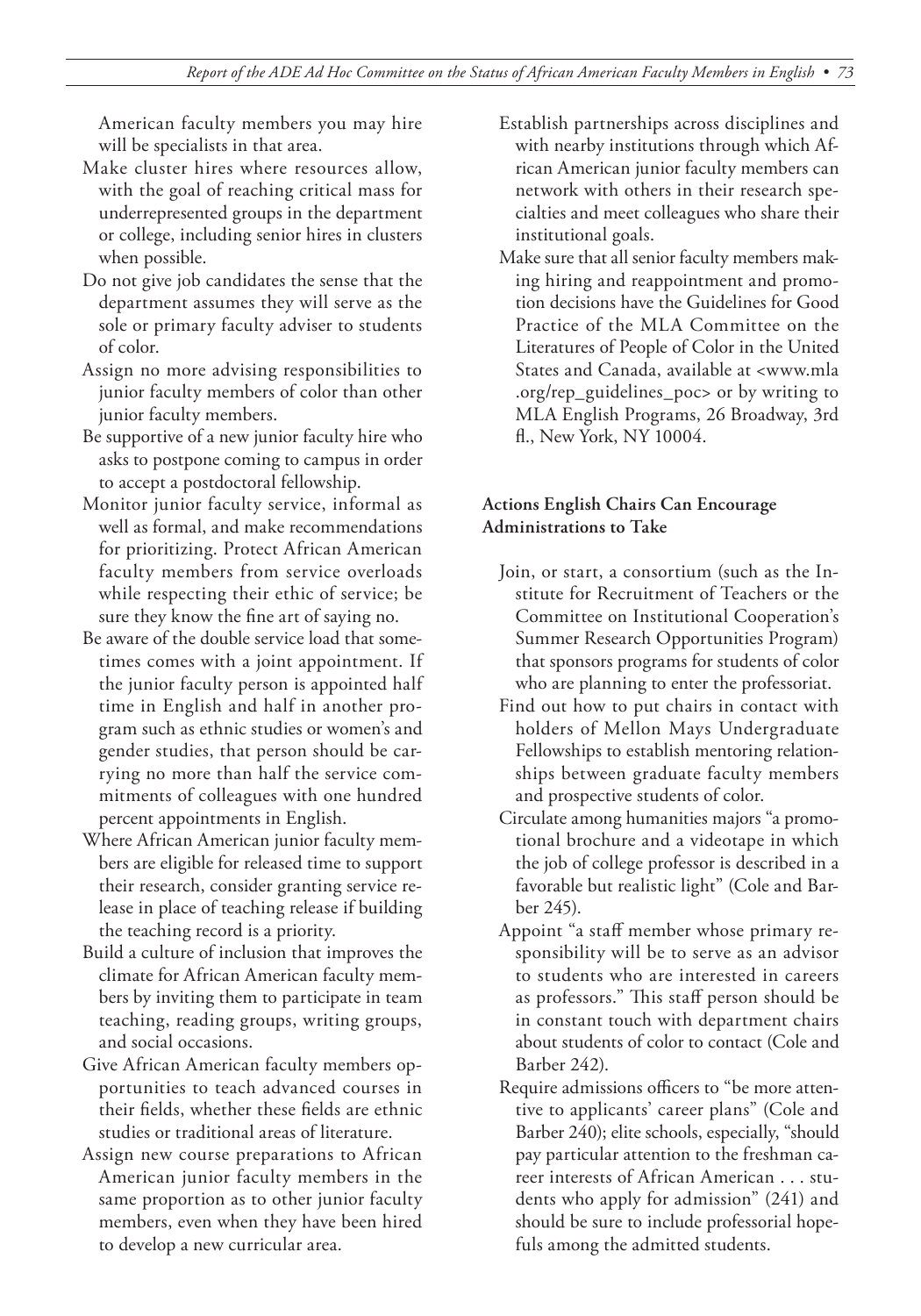American faculty members you may hire will be specialists in that area.

Make cluster hires where resources allow, with the goal of reaching critical mass for underrepresented groups in the department or college, including senior hires in clusters when possible.

Do not give job candidates the sense that the department assumes they will serve as the sole or primary faculty adviser to students of color.

Assign no more advising responsibilities to junior faculty members of color than other junior faculty members.

Be supportive of a new junior faculty hire who asks to postpone coming to campus in order to accept a postdoctoral fellowship.

Monitor junior faculty service, informal as well as formal, and make recommendations for prioritizing. Protect African American faculty members from service overloads while respecting their ethic of service; be sure they know the fine art of saying no.

Be aware of the double service load that sometimes comes with a joint appointment. If the junior faculty person is appointed half time in English and half in another program such as ethnic studies or women's and gender studies, that person should be carrying no more than half the service commitments of colleagues with one hundred percent appointments in English.

Where African American junior faculty members are eligible for released time to support their research, consider granting service release in place of teaching release if building the teaching record is a priority.

Build a culture of inclusion that improves the climate for African American faculty members by inviting them to participate in team teaching, reading groups, writing groups, and social occasions.

Give African American faculty members opportunities to teach advanced courses in their fields, whether these fields are ethnic studies or traditional areas of literature.

Assign new course preparations to African American junior faculty members in the same proportion as to other junior faculty members, even when they have been hired to develop a new curricular area.

Establish partnerships across disciplines and with nearby institutions through which African American junior faculty members can network with others in their research specialties and meet colleagues who share their institutional goals.

Make sure that all senior faculty members making hiring and reappointment and promotion decisions have the Guidelines for Good Practice of the MLA Committee on the Literatures of People of Color in the United States and Canada, available at <www.mla.org/rep_guidelines_poc> or by writing to MLA English Programs, 26 Broadway, 3rd fl., New York, NY 10004.

#### Actions English Chairs Can Encourage Administrations to Take

Join, or start, a consortium (such as the Institute for Recruitment of Teachers or the Committee on Institutional Cooperation's Summer Research Opportunities Program) that sponsors programs for students of color who are planning to enter the professoriat.

Find out how to put chairs in contact with holders of Mellon Mays Undergraduate Fellowships to establish mentoring relationships between graduate faculty members and prospective students of color.

Circulate among humanities majors "a promotional brochure and a videotape in which the job of college professor is described in a favorable but realistic light" (Cole and Barber 245).

Appoint "a staff member whose primary responsibility will be to serve as an advisor to students who are interested in careers as professors." This staff person should be in constant touch with department chairs about students of color to contact (Cole and Barber 242).

Require admissions officers to "be more attentive to applicants' career plans" (Cole and Barber 240); elite schools, especially, "should pay particular attention to the freshman career interests of African American . . . students who apply for admission" (241) and should be sure to include professorial hopefuls among the admitted students.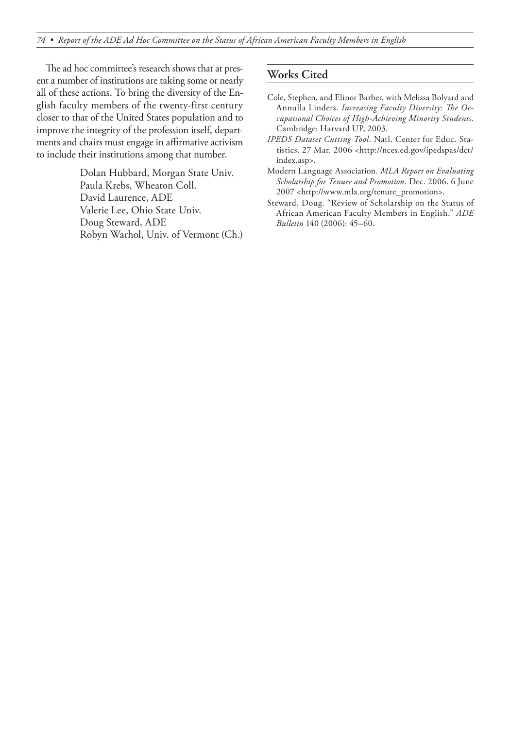The ad hoc committee's research shows that at present a number of institutions are taking some or nearly all of these actions. To bring the diversity of the English faculty members of the twenty-first century closer to that of the United States population and to improve the integrity of the profession itself, departments and chairs must engage in affirmative activism to include their institutions among that number.

Dolan Hubbard, Morgan State Univ.
Paula Krebs, Wheaton Coll.
David Laurence, ADE
Valerie Lee, Ohio State Univ.
Doug Steward, ADE
Robyn Warhol, Univ. of Vermont (Ch.)

## Works Cited

Cole, Stephen, and Elinor Barber, with Melissa Bolyard and Annulla Linders. *Increasing Faculty Diversity: The Occupational Choices of High-Achieving Minority Students*. Cambridge: Harvard UP, 2003.

*IPEDS Dataset Cutting Tool*. Natl. Center for Educ. Statistics. 27 Mar. 2006 <http://nces.ed.gov/ipedspas/dct/index.asp>.

Modern Language Association. *MLA Report on Evaluating Scholarship for Tenure and Promotion*. Dec. 2006. 6 June 2007 <http://www.mla.org/tenure_promotion>.

Steward, Doug. "Review of Scholarship on the Status of African American Faculty Members in English." *ADE Bulletin* 140 (2006): 45–60.